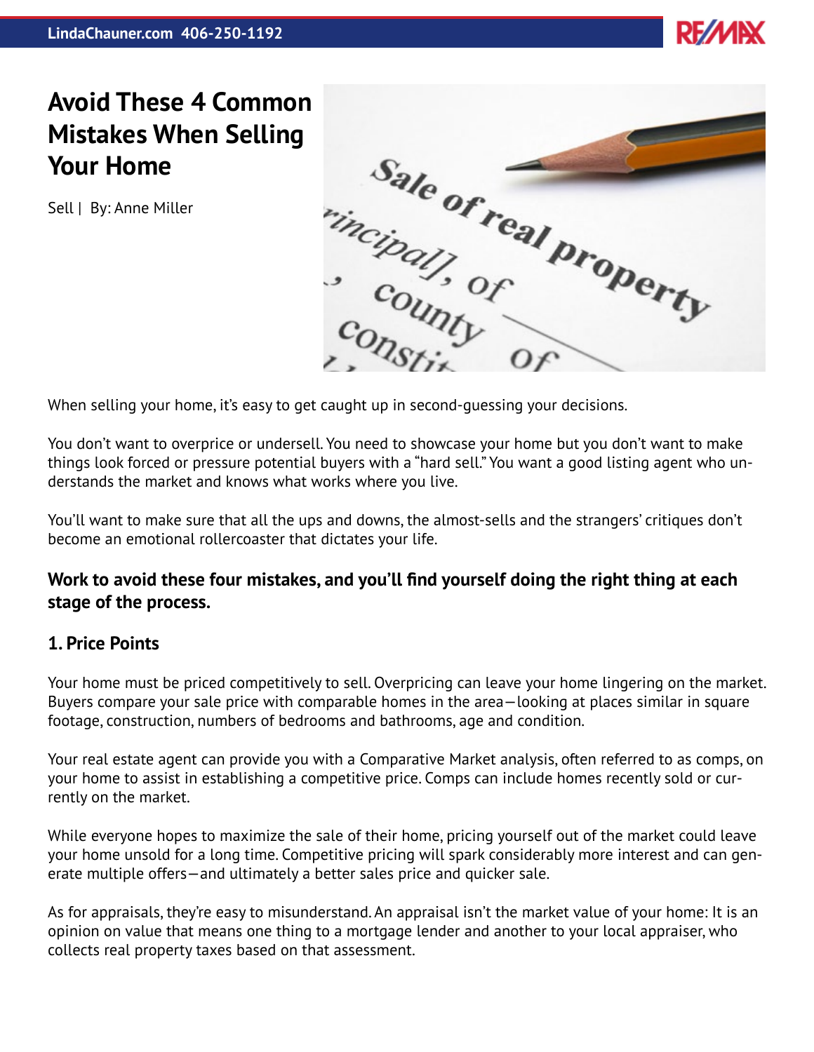# Avoid These 4 Common Mistakes When Selling Your Home

Sell | By: Anne Miller

When selling your home, it's easy to get caught up in second-guessing your decisions.

You don't want to overprice or undersell. You need to showcase your home but you don't want to make things look forced or pressure potential buyers with a "hard sell." You want a good listing agent who understands the market and knows what works where you live.

You'll want to make sure that all the ups and downs, the almost-sells and the strangers' critiques don't become an emotional rollercoaster that dictates your life.

**Work to avoid these four mistakes, and you'll find yourself doing the right thing at each stage of the process.**

## 1. Price Points

Your home must be priced competitively to sell. Overpricing can leave your home lingering on the market. Buyers compare your sale price with comparable homes in the area—looking at places similar in square footage, construction, numbers of bedrooms and bathrooms, age and condition.

Your real estate agent can provide you with a Comparative Market analysis, often referred to as comps, on your home to assist in establishing a competitive price. Comps can include homes recently sold or currently on the market.

While everyone hopes to maximize the sale of their home, pricing yourself out of the market could leave your home unsold for a long time. Competitive pricing will spark considerably more interest and can generate multiple offers—and ultimately a better sales price and quicker sale.

As for appraisals, they're easy to misunderstand. An appraisal isn't the market value of your home: It is an opinion on value that means one thing to a mortgage lender and another to your local appraiser, who collects real property taxes based on that assessment.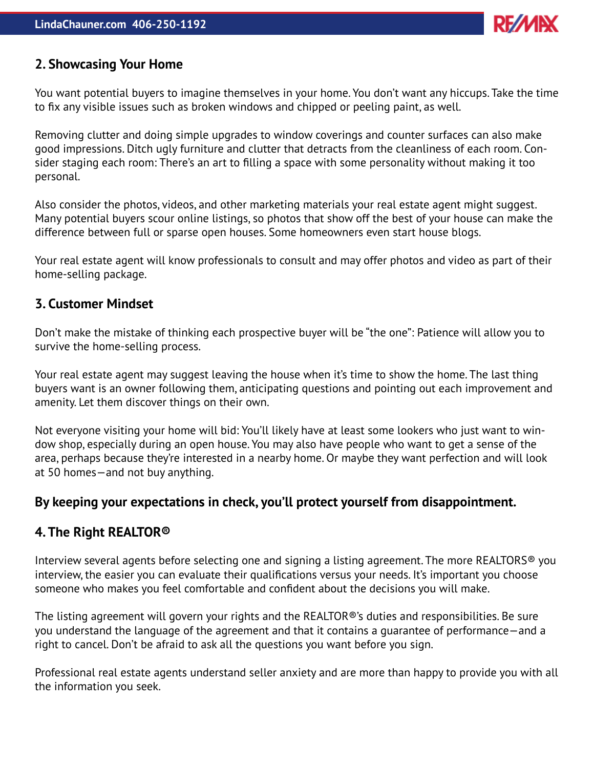## 2. Showcasing Your Home

You want potential buyers to imagine themselves in your home. You don't want any hiccups. Take the time to fix any visible issues such as broken windows and chipped or peeling paint, as well.

Removing clutter and doing simple upgrades to window coverings and counter surfaces can also make good impressions. Ditch ugly furniture and clutter that detracts from the cleanliness of each room. Consider staging each room: There's an art to filling a space with some personality without making it too personal.

Also consider the photos, videos, and other marketing materials your real estate agent might suggest. Many potential buyers scour online listings, so photos that show off the best of your house can make the difference between full or sparse open houses. Some homeowners even start house blogs.

Your real estate agent will know professionals to consult and may offer photos and video as part of their home-selling package.

## 3. Customer Mindset

Don't make the mistake of thinking each prospective buyer will be "the one": Patience will allow you to survive the home-selling process.

Your real estate agent may suggest leaving the house when it's time to show the home. The last thing buyers want is an owner following them, anticipating questions and pointing out each improvement and amenity. Let them discover things on their own.

Not everyone visiting your home will bid: You'll likely have at least some lookers who just want to window shop, especially during an open house. You may also have people who want to get a sense of the area, perhaps because they're interested in a nearby home. Or maybe they want perfection and will look at 50 homes—and not buy anything.

**By keeping your expectations in check, you'll protect yourself from disappointment.**

## 4. The Right REALTOR®

Interview several agents before selecting one and signing a listing agreement. The more REALTORS® you interview, the easier you can evaluate their qualifications versus your needs. It's important you choose someone who makes you feel comfortable and confident about the decisions you will make.

The listing agreement will govern your rights and the REALTOR®'s duties and responsibilities. Be sure you understand the language of the agreement and that it contains a guarantee of performance—and a right to cancel. Don't be afraid to ask all the questions you want before you sign.

Professional real estate agents understand seller anxiety and are more than happy to provide you with all the information you seek.